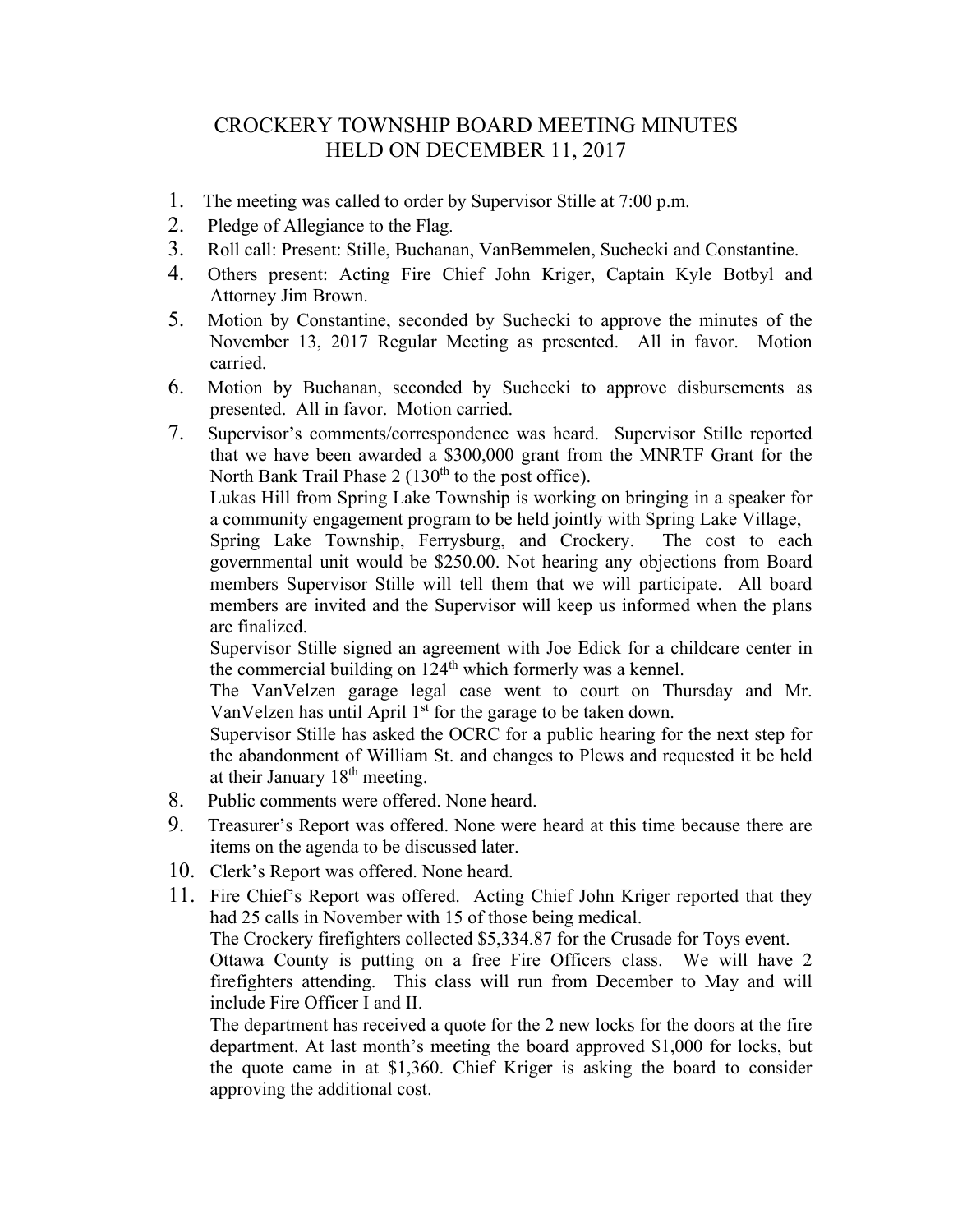# CROCKERY TOWNSHIP BOARD MEETING MINUTES
# HELD ON DECEMBER 11, 2017

1. The meeting was called to order by Supervisor Stille at 7:00 p.m.
2. Pledge of Allegiance to the Flag.
3. Roll call: Present: Stille, Buchanan, VanBemmelen, Suchecki and Constantine.
4. Others present: Acting Fire Chief John Kriger, Captain Kyle Botbyl and Attorney Jim Brown.
5. Motion by Constantine, seconded by Suchecki to approve the minutes of the November 13, 2017 Regular Meeting as presented. All in favor. Motion carried.
6. Motion by Buchanan, seconded by Suchecki to approve disbursements as presented. All in favor. Motion carried.
7. Supervisor's comments/correspondence was heard. Supervisor Stille reported that we have been awarded a $300,000 grant from the MNRTF Grant for the North Bank Trail Phase 2 (130th to the post office).

   Lukas Hill from Spring Lake Township is working on bringing in a speaker for a community engagement program to be held jointly with Spring Lake Village, Spring Lake Township, Ferrysburg, and Crockery. The cost to each governmental unit would be $250.00. Not hearing any objections from Board members Supervisor Stille will tell them that we will participate. All board members are invited and the Supervisor will keep us informed when the plans are finalized.

   Supervisor Stille signed an agreement with Joe Edick for a childcare center in the commercial building on 124th which formerly was a kennel.

   The VanVelzen garage legal case went to court on Thursday and Mr. VanVelzen has until April 1st for the garage to be taken down.

   Supervisor Stille has asked the OCRC for a public hearing for the next step for the abandonment of William St. and changes to Plews and requested it be held at their January 18th meeting.
8. Public comments were offered. None heard.
9. Treasurer's Report was offered. None were heard at this time because there are items on the agenda to be discussed later.
10. Clerk's Report was offered. None heard.
11. Fire Chief's Report was offered. Acting Chief John Kriger reported that they had 25 calls in November with 15 of those being medical.

    The Crockery firefighters collected $5,334.87 for the Crusade for Toys event.

    Ottawa County is putting on a free Fire Officers class. We will have 2 firefighters attending. This class will run from December to May and will include Fire Officer I and II.

    The department has received a quote for the 2 new locks for the doors at the fire department. At last month's meeting the board approved $1,000 for locks, but the quote came in at $1,360. Chief Kriger is asking the board to consider approving the additional cost.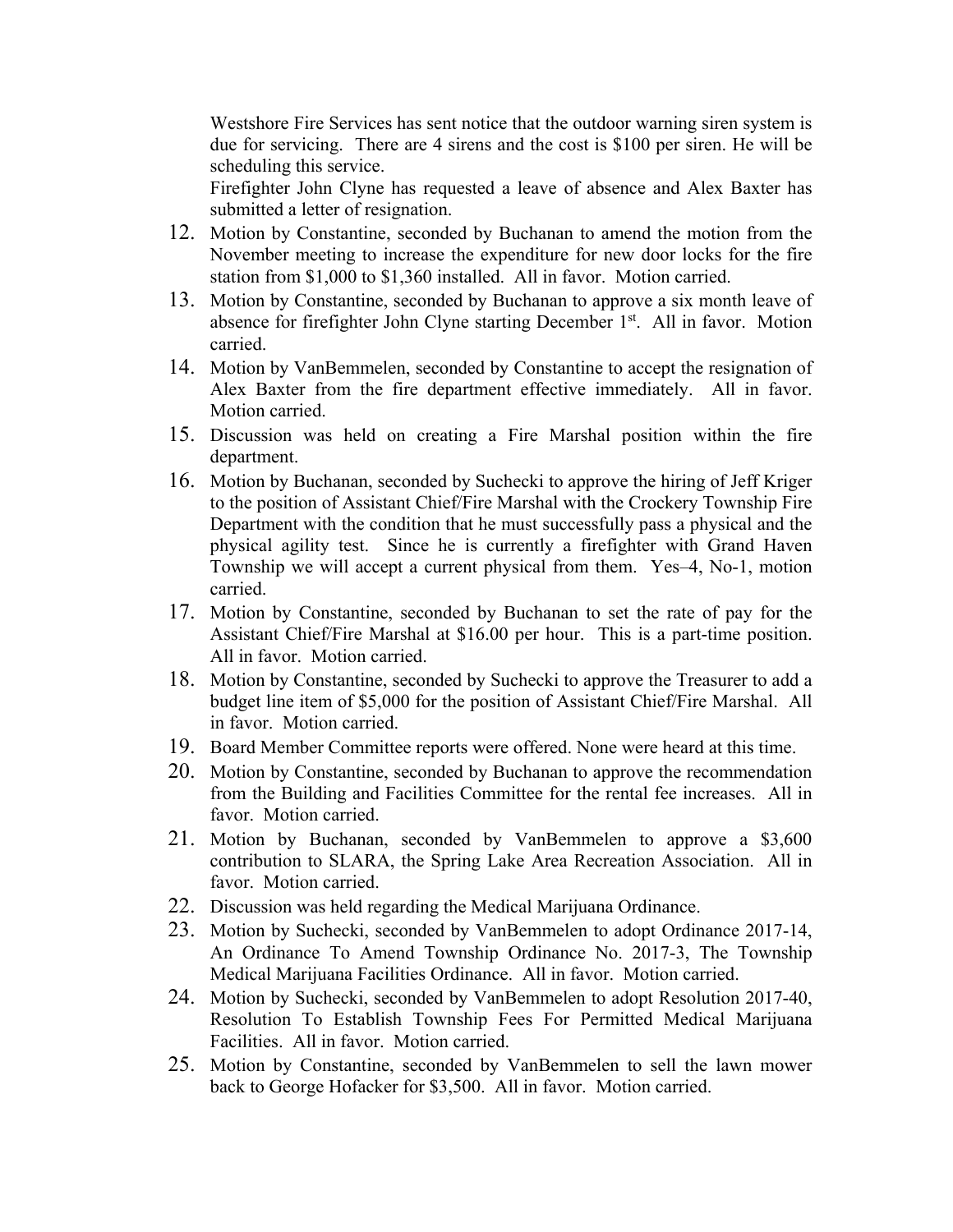Westshore Fire Services has sent notice that the outdoor warning siren system is due for servicing. There are 4 sirens and the cost is $100 per siren. He will be scheduling this service.

Firefighter John Clyne has requested a leave of absence and Alex Baxter has submitted a letter of resignation.

12. Motion by Constantine, seconded by Buchanan to amend the motion from the November meeting to increase the expenditure for new door locks for the fire station from $1,000 to $1,360 installed. All in favor. Motion carried.
13. Motion by Constantine, seconded by Buchanan to approve a six month leave of absence for firefighter John Clyne starting December 1st. All in favor. Motion carried.
14. Motion by VanBemmelen, seconded by Constantine to accept the resignation of Alex Baxter from the fire department effective immediately. All in favor. Motion carried.
15. Discussion was held on creating a Fire Marshal position within the fire department.
16. Motion by Buchanan, seconded by Suchecki to approve the hiring of Jeff Kriger to the position of Assistant Chief/Fire Marshal with the Crockery Township Fire Department with the condition that he must successfully pass a physical and the physical agility test. Since he is currently a firefighter with Grand Haven Township we will accept a current physical from them. Yes–4, No-1, motion carried.
17. Motion by Constantine, seconded by Buchanan to set the rate of pay for the Assistant Chief/Fire Marshal at $16.00 per hour. This is a part-time position. All in favor. Motion carried.
18. Motion by Constantine, seconded by Suchecki to approve the Treasurer to add a budget line item of $5,000 for the position of Assistant Chief/Fire Marshal. All in favor. Motion carried.
19. Board Member Committee reports were offered. None were heard at this time.
20. Motion by Constantine, seconded by Buchanan to approve the recommendation from the Building and Facilities Committee for the rental fee increases. All in favor. Motion carried.
21. Motion by Buchanan, seconded by VanBemmelen to approve a $3,600 contribution to SLARA, the Spring Lake Area Recreation Association. All in favor. Motion carried.
22. Discussion was held regarding the Medical Marijuana Ordinance.
23. Motion by Suchecki, seconded by VanBemmelen to adopt Ordinance 2017-14, An Ordinance To Amend Township Ordinance No. 2017-3, The Township Medical Marijuana Facilities Ordinance. All in favor. Motion carried.
24. Motion by Suchecki, seconded by VanBemmelen to adopt Resolution 2017-40, Resolution To Establish Township Fees For Permitted Medical Marijuana Facilities. All in favor. Motion carried.
25. Motion by Constantine, seconded by VanBemmelen to sell the lawn mower back to George Hofacker for $3,500. All in favor. Motion carried.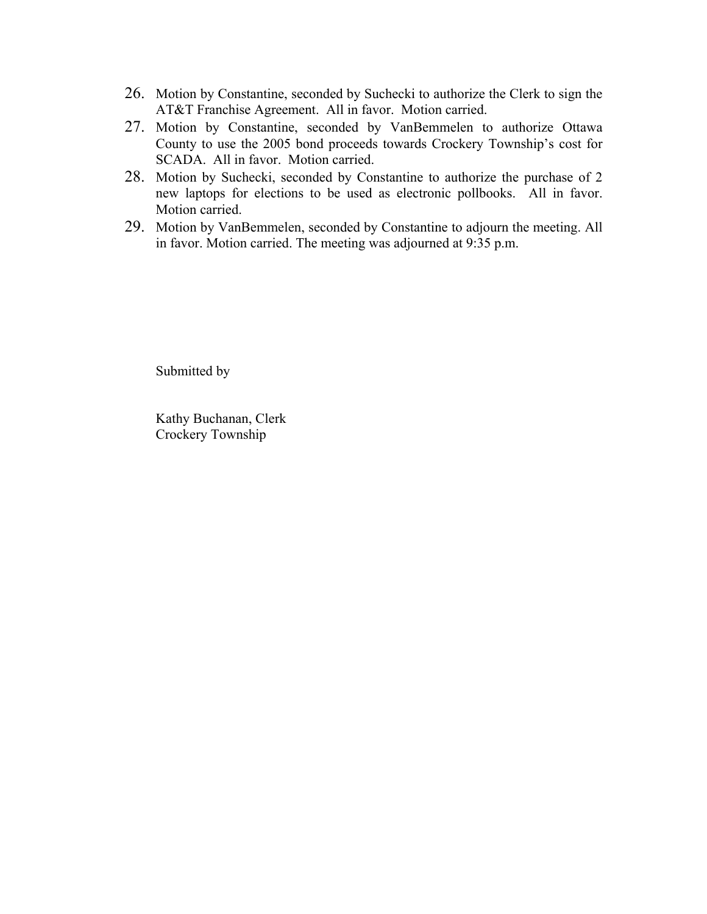26. Motion by Constantine, seconded by Suchecki to authorize the Clerk to sign the AT&T Franchise Agreement. All in favor. Motion carried.
27. Motion by Constantine, seconded by VanBemmelen to authorize Ottawa County to use the 2005 bond proceeds towards Crockery Township's cost for SCADA. All in favor. Motion carried.
28. Motion by Suchecki, seconded by Constantine to authorize the purchase of 2 new laptops for elections to be used as electronic pollbooks. All in favor. Motion carried.
29. Motion by VanBemmelen, seconded by Constantine to adjourn the meeting. All in favor. Motion carried. The meeting was adjourned at 9:35 p.m.

Submitted by

Kathy Buchanan, Clerk
Crockery Township